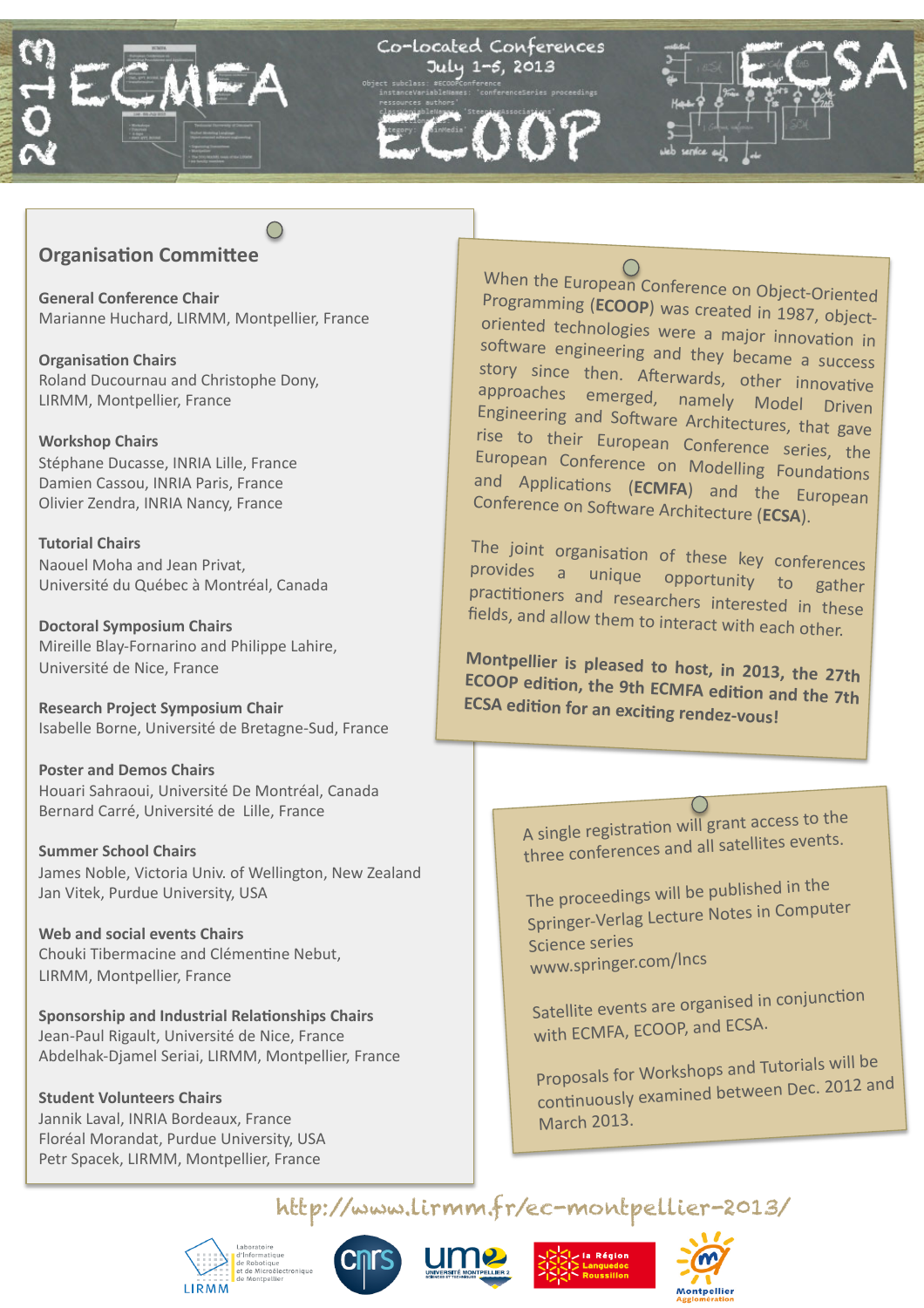# 2013 ECMFA · ECOOP · ECSA

## Co-located Conferences
July 1-5, 2013

## Organisation Committee

**General Conference Chair**
Marianne Huchard, LIRMM, Montpellier, France

**Organisation Chairs**
Roland Ducournau and Christophe Dony,
LIRMM, Montpellier, France

**Workshop Chairs**
Stéphane Ducasse, INRIA Lille, France
Damien Cassou, INRIA Paris, France
Olivier Zendra, INRIA Nancy, France

**Tutorial Chairs**
Naouel Moha and Jean Privat,
Université du Québec à Montréal, Canada

**Doctoral Symposium Chairs**
Mireille Blay-Fornarino and Philippe Lahire,
Université de Nice, France

**Research Project Symposium Chair**
Isabelle Borne, Université de Bretagne-Sud, France

**Poster and Demos Chairs**
Houari Sahraoui, Université De Montréal, Canada
Bernard Carré, Université de Lille, France

**Summer School Chairs**
James Noble, Victoria Univ. of Wellington, New Zealand
Jan Vitek, Purdue University, USA

**Web and social events Chairs**
Chouki Tibermacine and Clémentine Nebut,
LIRMM, Montpellier, France

**Sponsorship and Industrial Relationships Chairs**
Jean-Paul Rigault, Université de Nice, France
Abdelhak-Djamel Seriai, LIRMM, Montpellier, France

**Student Volunteers Chairs**
Jannik Laval, INRIA Bordeaux, France
Floréal Morandat, Purdue University, USA
Petr Spacek, LIRMM, Montpellier, France

---

When the European Conference on Object-Oriented Programming (**ECOOP**) was created in 1987, object-oriented technologies were a major innovation in software engineering and they became a success story since then. Afterwards, other innovative approaches emerged, namely Model Driven Engineering and Software Architectures, that gave rise to their European Conference series, the European Conference on Modelling Foundations and Applications (**ECMFA**) and the European Conference on Software Architecture (**ECSA**).

The joint organisation of these key conferences provides a unique opportunity to gather practitioners and researchers interested in these fields, and allow them to interact with each other.

**Montpellier is pleased to host, in 2013, the 27th ECOOP edition, the 9th ECMFA edition and the 7th ECSA edition for an exciting rendez-vous!**

---

A single registration will grant access to the three conferences and all satellites events.

The proceedings will be published in the Springer-Verlag Lecture Notes in Computer Science series
www.springer.com/lncs

Satellite events are organised in conjunction with ECMFA, ECOOP, and ECSA.

Proposals for Workshops and Tutorials will be continuously examined between Dec. 2012 and March 2013.

http://www.lirmm.fr/ec-montpellier-2013/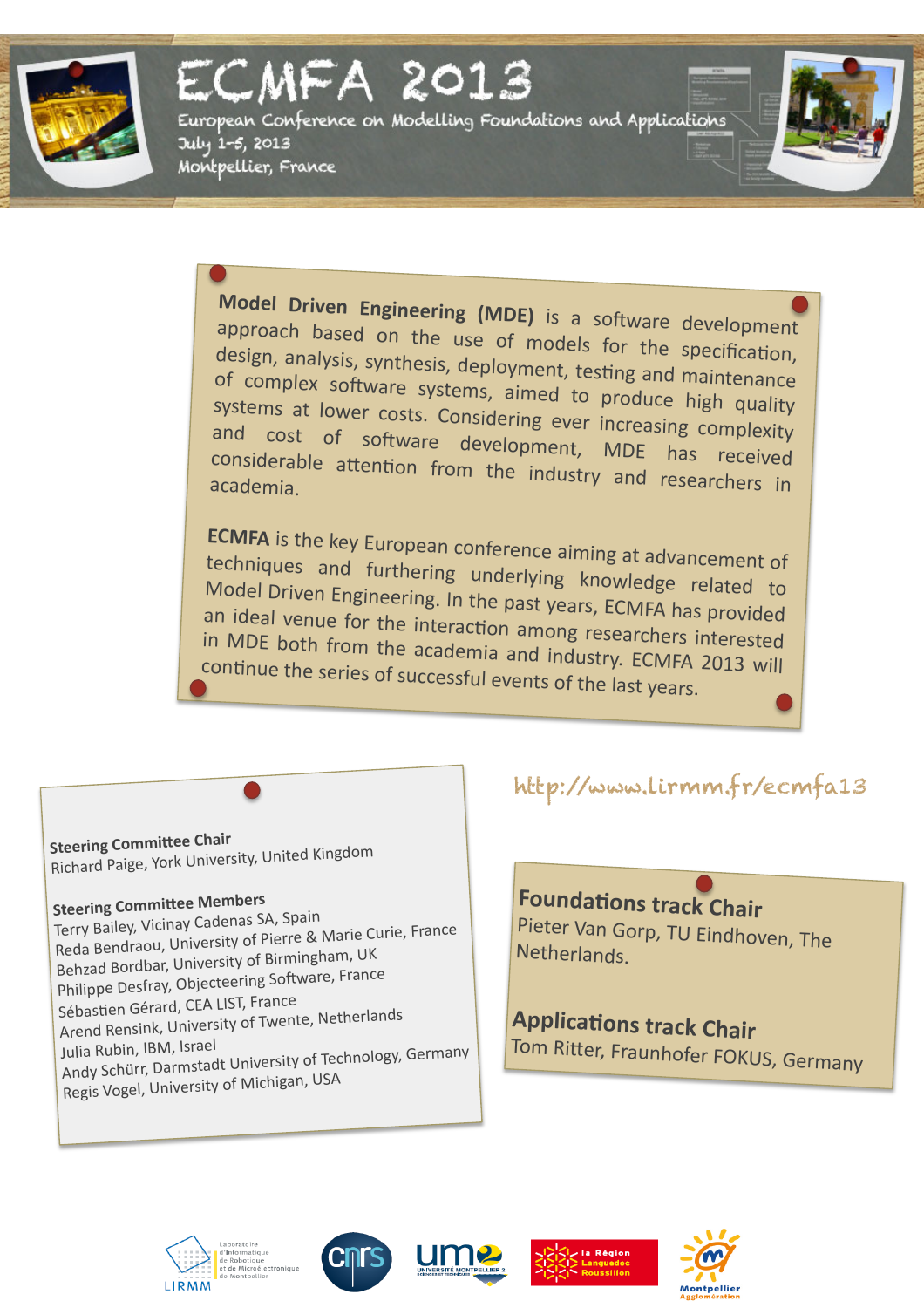# ECMFA 2013

European Conference on Modelling Foundations and Applications
July 1-5, 2013
Montpellier, France

**Model Driven Engineering (MDE)** is a software development approach based on the use of models for the specification, design, analysis, synthesis, deployment, testing and maintenance of complex software systems, aimed to produce high quality systems at lower costs. Considering ever increasing complexity and cost of software development, MDE has received considerable attention from the industry and researchers in academia.

**ECMFA** is the key European conference aiming at advancement of techniques and furthering underlying knowledge related to Model Driven Engineering. In the past years, ECMFA has provided an ideal venue for the interaction among researchers interested in MDE both from the academia and industry. ECMFA 2013 will continue the series of successful events of the last years.

**Steering Committee Chair**
Richard Paige, York University, United Kingdom

**Steering Committee Members**
Terry Bailey, Vicinay Cadenas SA, Spain
Reda Bendraou, University of Pierre & Marie Curie, France
Behzad Bordbar, University of Birmingham, UK
Philippe Desfray, Objecteering Software, France
Sébastien Gérard, CEA LIST, France
Arend Rensink, University of Twente, Netherlands
Julia Rubin, IBM, Israel
Andy Schürr, Darmstadt University of Technology, Germany
Regis Vogel, University of Michigan, USA

http://www.lirmm.fr/ecmfa13

**Foundations track Chair**
Pieter Van Gorp, TU Eindhoven, The Netherlands.

**Applications track Chair**
Tom Ritter, Fraunhofer FOKUS, Germany

LIRMM — Laboratoire d'Informatique de Robotique et de Microélectronique de Montpellier
CNRS
UM2 — Université Montpellier 2 Sciences et Techniques
la Région Languedoc Roussillon
Montpellier Agglomération